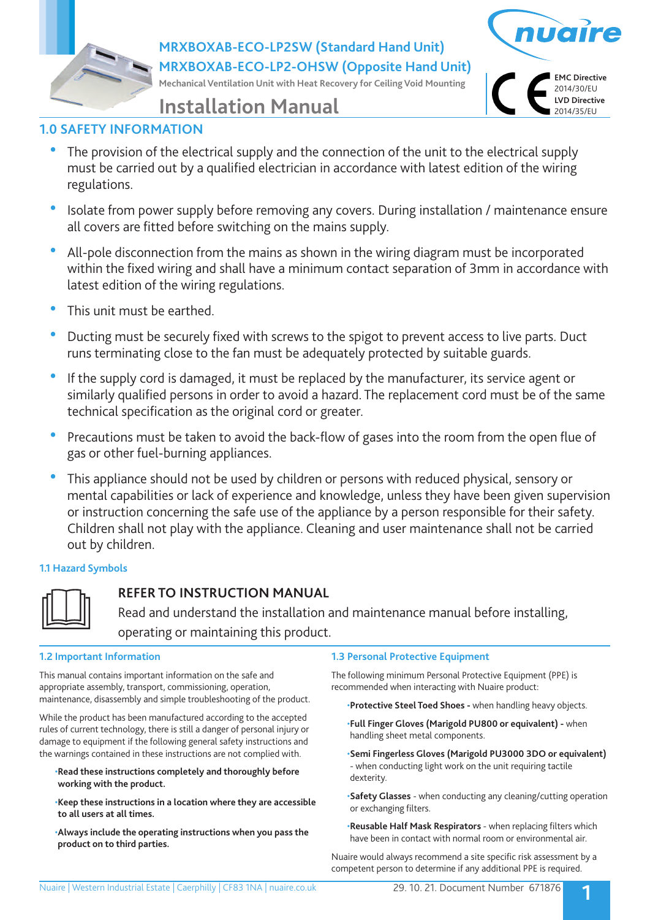# MRXBOXAB-ECO-LP2SW (Standard Hand Unit)
# MRXBOXAB-ECO-LP2-OHSW (Opposite Hand Unit)

Mechanical Ventilation Unit with Heat Recovery for Ceiling Void Mounting

# Installation Manual

**EMC Directive** 2014/30/EU
**LVD Directive** 2014/35/EU

## 1.0 SAFETY INFORMATION

- The provision of the electrical supply and the connection of the unit to the electrical supply must be carried out by a qualified electrician in accordance with latest edition of the wiring regulations.
- Isolate from power supply before removing any covers. During installation / maintenance ensure all covers are fitted before switching on the mains supply.
- All-pole disconnection from the mains as shown in the wiring diagram must be incorporated within the fixed wiring and shall have a minimum contact separation of 3mm in accordance with latest edition of the wiring regulations.
- This unit must be earthed.
- Ducting must be securely fixed with screws to the spigot to prevent access to live parts. Duct runs terminating close to the fan must be adequately protected by suitable guards.
- If the supply cord is damaged, it must be replaced by the manufacturer, its service agent or similarly qualified persons in order to avoid a hazard. The replacement cord must be of the same technical specification as the original cord or greater.
- Precautions must be taken to avoid the back-flow of gases into the room from the open flue of gas or other fuel-burning appliances.
- This appliance should not be used by children or persons with reduced physical, sensory or mental capabilities or lack of experience and knowledge, unless they have been given supervision or instruction concerning the safe use of the appliance by a person responsible for their safety. Children shall not play with the appliance. Cleaning and user maintenance shall not be carried out by children.

### 1.1 Hazard Symbols

**REFER TO INSTRUCTION MANUAL**

Read and understand the installation and maintenance manual before installing, operating or maintaining this product.

### 1.2 Important Information

This manual contains important information on the safe and appropriate assembly, transport, commissioning, operation, maintenance, disassembly and simple troubleshooting of the product.

While the product has been manufactured according to the accepted rules of current technology, there is still a danger of personal injury or damage to equipment if the following general safety instructions and the warnings contained in these instructions are not complied with.

- **Read these instructions completely and thoroughly before working with the product.**
- **Keep these instructions in a location where they are accessible to all users at all times.**
- **Always include the operating instructions when you pass the product on to third parties.**

### 1.3 Personal Protective Equipment

The following minimum Personal Protective Equipment (PPE) is recommended when interacting with Nuaire product:

- **Protective Steel Toed Shoes -** when handling heavy objects.
- **Full Finger Gloves (Marigold PU800 or equivalent) -** when handling sheet metal components.
- **Semi Fingerless Gloves (Marigold PU3000 3DO or equivalent)** - when conducting light work on the unit requiring tactile dexterity.
- **Safety Glasses** - when conducting any cleaning/cutting operation or exchanging filters.
- **Reusable Half Mask Respirators** - when replacing filters which have been in contact with normal room or environmental air.

Nuaire would always recommend a site specific risk assessment by a competent person to determine if any additional PPE is required.

Nuaire | Western Industrial Estate | Caerphilly | CF83 1NA | nuaire.co.uk

29. 10. 21. Document Number 671876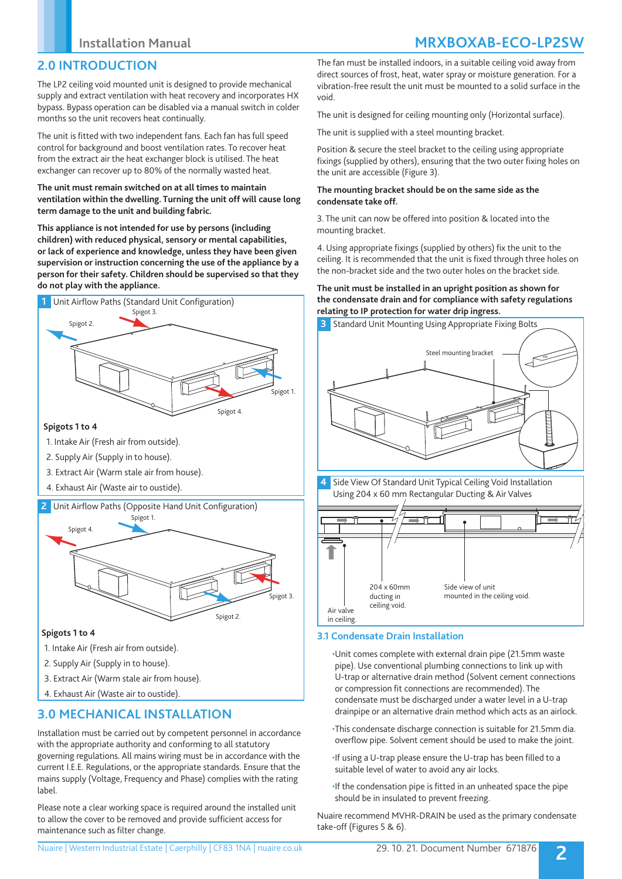## 2.0 INTRODUCTION

The LP2 ceiling void mounted unit is designed to provide mechanical supply and extract ventilation with heat recovery and incorporates HX bypass. Bypass operation can be disabled via a manual switch in colder months so the unit recovers heat continually.

The unit is fitted with two independent fans. Each fan has full speed control for background and boost ventilation rates. To recover heat from the extract air the heat exchanger block is utilised. The heat exchanger can recover up to 80% of the normally wasted heat.

**The unit must remain switched on at all times to maintain ventilation within the dwelling. Turning the unit off will cause long term damage to the unit and building fabric.**

**This appliance is not intended for use by persons (including children) with reduced physical, sensory or mental capabilities, or lack of experience and knowledge, unless they have been given supervision or instruction concerning the use of the appliance by a person for their safety. Children should be supervised so that they do not play with the appliance.**

**1** Unit Airflow Paths (Standard Unit Configuration)

Spigot 3. Spigot 2. Spigot 1. Spigot 4.

**Spigots 1 to 4**

1. Intake Air (Fresh air from outside).
2. Supply Air (Supply in to house).
3. Extract Air (Warm stale air from house).
4. Exhaust Air (Waste air to oustide).

**2** Unit Airflow Paths (Opposite Hand Unit Configuration)

Spigot 1. Spigot 4. Spigot 3. Spigot 2.

**Spigots 1 to 4**

1. Intake Air (Fresh air from outside).
2. Supply Air (Supply in to house).
3. Extract Air (Warm stale air from house).
4. Exhaust Air (Waste air to oustide).

## 3.0 MECHANICAL INSTALLATION

Installation must be carried out by competent personnel in accordance with the appropriate authority and conforming to all statutory governing regulations. All mains wiring must be in accordance with the current I.E.E. Regulations, or the appropriate standards. Ensure that the mains supply (Voltage, Frequency and Phase) complies with the rating label.

Please note a clear working space is required around the installed unit to allow the cover to be removed and provide sufficient access for maintenance such as filter change.

The fan must be installed indoors, in a suitable ceiling void away from direct sources of frost, heat, water spray or moisture generation. For a vibration-free result the unit must be mounted to a solid surface in the void.

The unit is designed for ceiling mounting only (Horizontal surface).

The unit is supplied with a steel mounting bracket.

Position & secure the steel bracket to the ceiling using appropriate fixings (supplied by others), ensuring that the two outer fixing holes on the unit are accessible (Figure 3).

**The mounting bracket should be on the same side as the condensate take off.**

3. The unit can now be offered into position & located into the mounting bracket.

4. Using appropriate fixings (supplied by others) fix the unit to the ceiling. It is recommended that the unit is fixed through three holes on the non-bracket side and the two outer holes on the bracket side.

**The unit must be installed in an upright position as shown for the condensate drain and for compliance with safety regulations relating to IP protection for water drip ingress.**

**3** Standard Unit Mounting Using Appropriate Fixing Bolts

Steel mounting bracket

**4** Side View Of Standard Unit Typical Ceiling Void Installation Using 204 x 60 mm Rectangular Ducting & Air Valves

204 x 60mm ducting in ceiling void. Side view of unit mounted in the ceiling void. Air valve in ceiling.

### 3.1 Condensate Drain Installation

- Unit comes complete with external drain pipe (21.5mm waste pipe). Use conventional plumbing connections to link up with U-trap or alternative drain method (Solvent cement connections or compression fit connections are recommended). The condensate must be discharged under a water level in a U-trap drainpipe or an alternative drain method which acts as an airlock.
- This condensate discharge connection is suitable for 21.5mm dia. overflow pipe. Solvent cement should be used to make the joint.
- If using a U-trap please ensure the U-trap has been filled to a suitable level of water to avoid any air locks.
- If the condensation pipe is fitted in an unheated space the pipe should be in insulated to prevent freezing.

Nuaire recommend MVHR-DRAIN be used as the primary condensate take-off (Figures 5 & 6).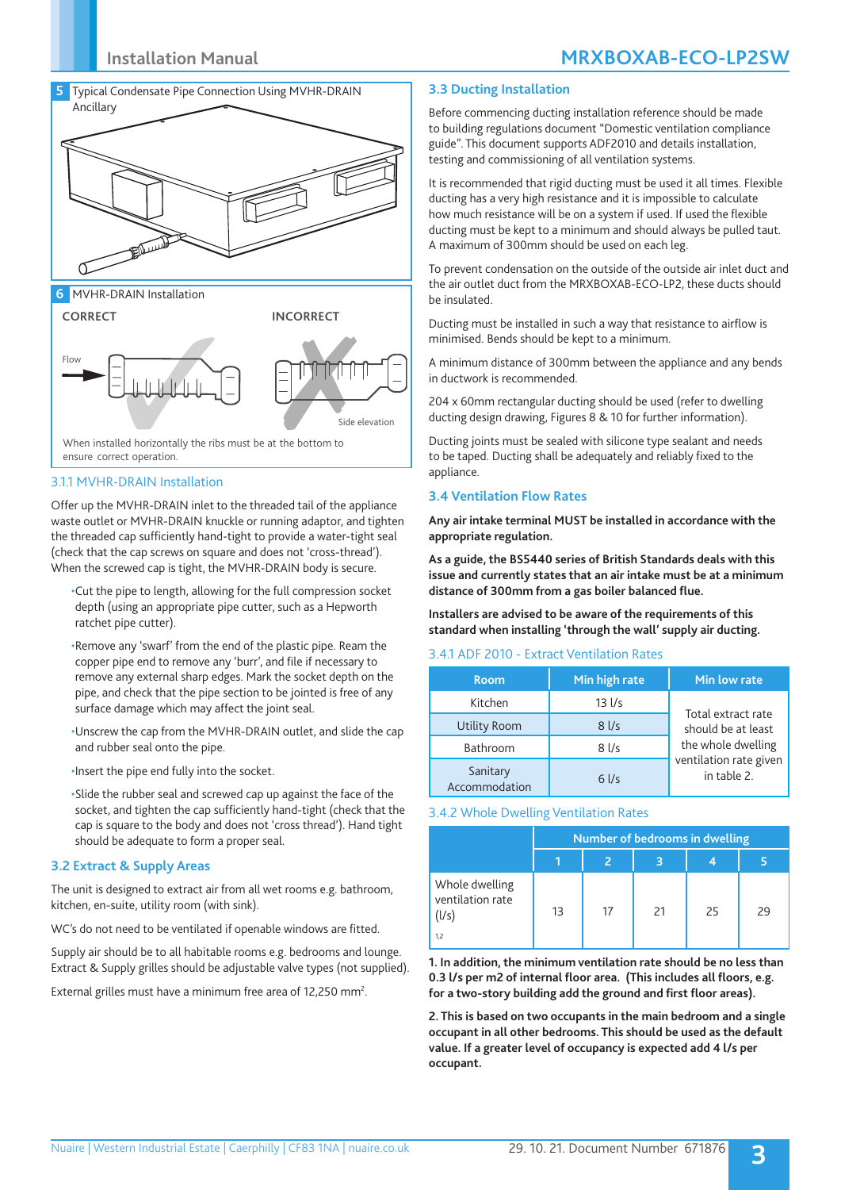**5** Typical Condensate Pipe Connection Using MVHR-DRAIN Ancillary

**6** MVHR-DRAIN Installation

CORRECT

INCORRECT

Flow

Side elevation

When installed horizontally the ribs must be at the bottom to ensure correct operation.

### 3.1.1 MVHR-DRAIN Installation

Offer up the MVHR-DRAIN inlet to the threaded tail of the appliance waste outlet or MVHR-DRAIN knuckle or running adaptor, and tighten the threaded cap sufficiently hand-tight to provide a water-tight seal (check that the cap screws on square and does not 'cross-thread'). When the screwed cap is tight, the MVHR-DRAIN body is secure.

- Cut the pipe to length, allowing for the full compression socket depth (using an appropriate pipe cutter, such as a Hepworth ratchet pipe cutter).
- Remove any 'swarf' from the end of the plastic pipe. Ream the copper pipe end to remove any 'burr', and file if necessary to remove any external sharp edges. Mark the socket depth on the pipe, and check that the pipe section to be jointed is free of any surface damage which may affect the joint seal.
- Unscrew the cap from the MVHR-DRAIN outlet, and slide the cap and rubber seal onto the pipe.
- Insert the pipe end fully into the socket.
- Slide the rubber seal and screwed cap up against the face of the socket, and tighten the cap sufficiently hand-tight (check that the cap is square to the body and does not 'cross thread'). Hand tight should be adequate to form a proper seal.

## 3.2 Extract & Supply Areas

The unit is designed to extract air from all wet rooms e.g. bathroom, kitchen, en-suite, utility room (with sink).

WC's do not need to be ventilated if openable windows are fitted.

Supply air should be to all habitable rooms e.g. bedrooms and lounge. Extract & Supply grilles should be adjustable valve types (not supplied).

External grilles must have a minimum free area of 12,250 mm$^2$.

## 3.3 Ducting Installation

Before commencing ducting installation reference should be made to building regulations document "Domestic ventilation compliance guide". This document supports ADF2010 and details installation, testing and commissioning of all ventilation systems.

It is recommended that rigid ducting must be used it all times. Flexible ducting has a very high resistance and it is impossible to calculate how much resistance will be on a system if used. If used the flexible ducting must be kept to a minimum and should always be pulled taut. A maximum of 300mm should be used on each leg.

To prevent condensation on the outside of the outside air inlet duct and the air outlet duct from the MRXBOXAB-ECO-LP2, these ducts should be insulated.

Ducting must be installed in such a way that resistance to airflow is minimised. Bends should be kept to a minimum.

A minimum distance of 300mm between the appliance and any bends in ductwork is recommended.

204 x 60mm rectangular ducting should be used (refer to dwelling ducting design drawing, Figures 8 & 10 for further information).

Ducting joints must be sealed with silicone type sealant and needs to be taped. Ducting shall be adequately and reliably fixed to the appliance.

## 3.4 Ventilation Flow Rates

**Any air intake terminal MUST be installed in accordance with the appropriate regulation.**

**As a guide, the BS5440 series of British Standards deals with this issue and currently states that an air intake must be at a minimum distance of 300mm from a gas boiler balanced flue.**

**Installers are advised to be aware of the requirements of this standard when installing 'through the wall' supply air ducting.**

### 3.4.1 ADF 2010 - Extract Ventilation Rates

| Room | Min high rate | Min low rate |
|---|---|---|
| Kitchen | 13 l/s | Total extract rate should be at least the whole dwelling ventilation rate given in table 2. |
| Utility Room | 8 l/s | |
| Bathroom | 8 l/s | |
| Sanitary Accommodation | 6 l/s | |

### 3.4.2 Whole Dwelling Ventilation Rates

| | Number of bedrooms in dwelling | | | | |
|---|---|---|---|---|---|
| | 1 | 2 | 3 | 4 | 5 |
| Whole dwelling ventilation rate (l/s) 1,2 | 13 | 17 | 21 | 25 | 29 |

**1. In addition, the minimum ventilation rate should be no less than 0.3 l/s per m2 of internal floor area. (This includes all floors, e.g. for a two-story building add the ground and first floor areas).**

**2. This is based on two occupants in the main bedroom and a single occupant in all other bedrooms. This should be used as the default value. If a greater level of occupancy is expected add 4 l/s per occupant.**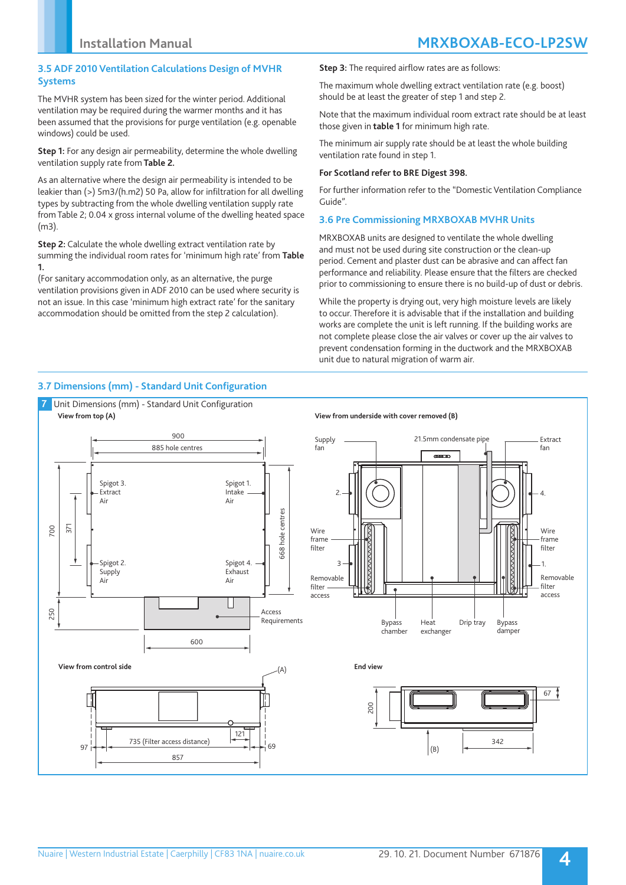## 3.5 ADF 2010 Ventilation Calculations Design of MVHR Systems

The MVHR system has been sized for the winter period. Additional ventilation may be required during the warmer months and it has been assumed that the provisions for purge ventilation (e.g. openable windows) could be used.

**Step 1:** For any design air permeability, determine the whole dwelling ventilation supply rate from **Table 2.**

As an alternative where the design air permeability is intended to be leakier than (>) 5m3/(h.m2) 50 Pa, allow for infiltration for all dwelling types by subtracting from the whole dwelling ventilation supply rate from Table 2; 0.04 x gross internal volume of the dwelling heated space (m3).

**Step 2:** Calculate the whole dwelling extract ventilation rate by summing the individual room rates for 'minimum high rate' from **Table 1.**
(For sanitary accommodation only, as an alternative, the purge ventilation provisions given in ADF 2010 can be used where security is not an issue. In this case 'minimum high extract rate' for the sanitary accommodation should be omitted from the step 2 calculation).

**Step 3:** The required airflow rates are as follows:

The maximum whole dwelling extract ventilation rate (e.g. boost) should be at least the greater of step 1 and step 2.

Note that the maximum individual room extract rate should be at least those given in **table 1** for minimum high rate.

The minimum air supply rate should be at least the whole building ventilation rate found in step 1.

**For Scotland refer to BRE Digest 398.**

For further information refer to the "Domestic Ventilation Compliance Guide".

## 3.6 Pre Commissioning MRXBOXAB MVHR Units

MRXBOXAB units are designed to ventilate the whole dwelling and must not be used during site construction or the clean-up period. Cement and plaster dust can be abrasive and can affect fan performance and reliability. Please ensure that the filters are checked prior to commissioning to ensure there is no build-up of dust or debris.

While the property is drying out, very high moisture levels are likely to occur. Therefore it is advisable that if the installation and building works are complete the unit is left running. If the building works are not complete please close the air valves or cover up the air valves to prevent condensation forming in the ductwork and the MRXBOXAB unit due to natural migration of warm air.

## 3.7 Dimensions (mm) - Standard Unit Configuration

7 Unit Dimensions (mm) - Standard Unit Configuration

**View from top (A)**

900; 885 hole centres; 700; 371; 668 hole centres; 250; 600

Spigot 3. Extract Air; Spigot 1. Intake Air; Spigot 2. Supply Air; Spigot 4. Exhaust Air; Access Requirements

**View from underside with cover removed (B)**

Supply fan; 21.5mm condensate pipe; Extract fan; 2.; 4.; Wire frame filter; 3; 1.; Removable filter access; Bypass chamber; Heat exchanger; Drip tray; Bypass damper

**View from control side**

(A); 121; 97; 735 (Filter access distance); 69; 857

**End view**

200; 67; 342; (B)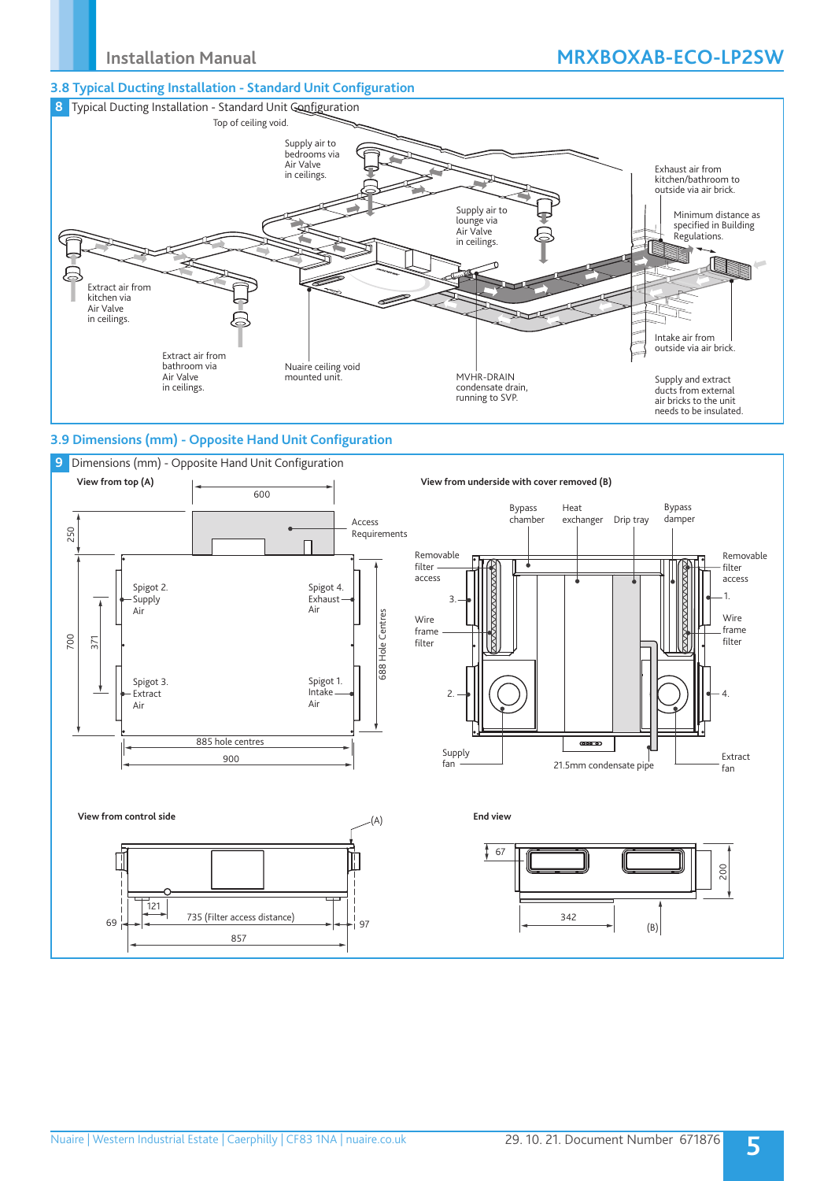## 3.8 Typical Ducting Installation - Standard Unit Configuration

**8** Typical Ducting Installation - Standard Unit Configuration

Top of ceiling void.

Supply air to bedrooms via Air Valve in ceilings.

Exhaust air from kitchen/bathroom to outside via air brick.

Supply air to lounge via Air Valve in ceilings.

Minimum distance as specified in Building Regulations.

Extract air from kitchen via Air Valve in ceilings.

Intake air from outside via air brick.

Extract air from bathroom via Air Valve in ceilings.

Nuaire ceiling void mounted unit.

MVHR-DRAIN condensate drain, running to SVP.

Supply and extract ducts from external air bricks to the unit needs to be insulated.

## 3.9 Dimensions (mm) - Opposite Hand Unit Configuration

**9** Dimensions (mm) - Opposite Hand Unit Configuration

**View from top (A)**

600

250

Access Requirements

Spigot 2. Supply Air

Spigot 4. Exhaust Air

700

371

688 Hole Centres

Spigot 3. Extract Air

Spigot 1. Intake Air

885 hole centres

900

**View from underside with cover removed (B)**

Bypass chamber

Heat exchanger

Drip tray

Bypass damper

Removable filter access

Removable filter access

3.

1.

Wire frame filter

Wire frame filter

2.

4.

Supply fan

21.5mm condensate pipe

Extract fan

**View from control side**

(A)

121

69

735 (Filter access distance)

97

857

**End view**

67

200

342

(B)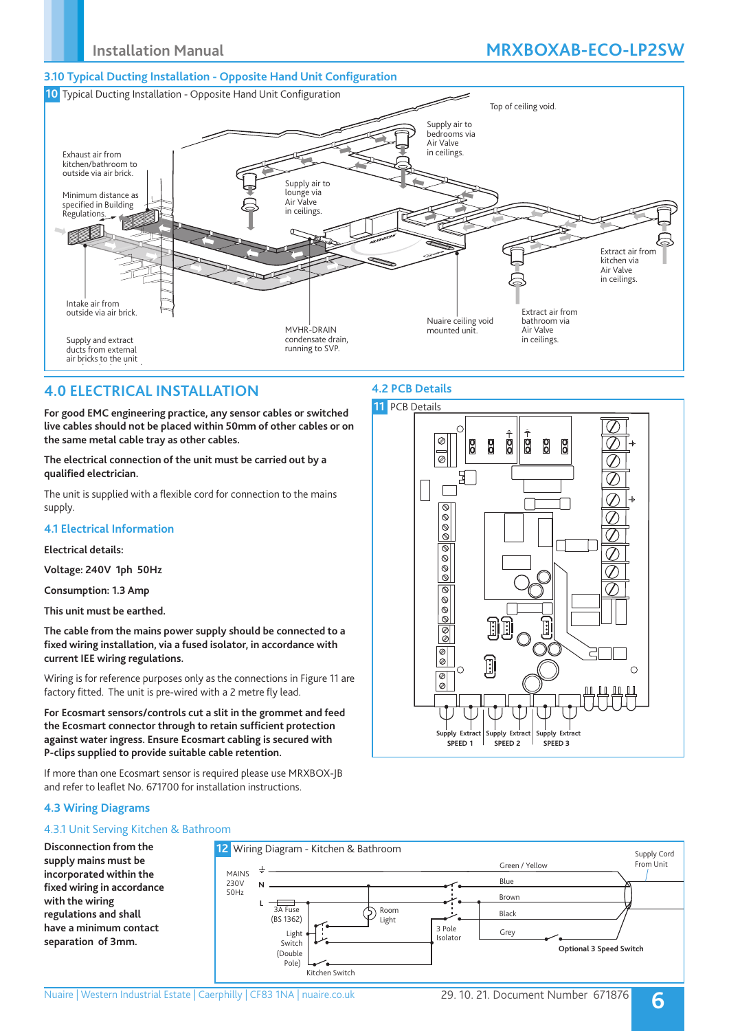## 3.10 Typical Ducting Installation - Opposite Hand Unit Configuration

**10** Typical Ducting Installation - Opposite Hand Unit Configuration

Top of ceiling void.

Supply air to bedrooms via Air Valve in ceilings.

Exhaust air from kitchen/bathroom to outside via air brick.

Supply air to lounge via Air Valve in ceilings.

Minimum distance as specified in Building Regulations.

Extract air from kitchen via Air Valve in ceilings.

Intake air from outside via air brick.

Nuaire ceiling void mounted unit.

Extract air from bathroom via Air Valve in ceilings.

MVHR-DRAIN condensate drain, running to SVP.

Supply and extract ducts from external air bricks to the unit

## 4.0 ELECTRICAL INSTALLATION

**For good EMC engineering practice, any sensor cables or switched live cables should not be placed within 50mm of other cables or on the same metal cable tray as other cables.**

**The electrical connection of the unit must be carried out by a qualified electrician.**

The unit is supplied with a flexible cord for connection to the mains supply.

### 4.1 Electrical Information

**Electrical details:**

**Voltage: 240V 1ph 50Hz**

**Consumption: 1.3 Amp**

**This unit must be earthed.**

**The cable from the mains power supply should be connected to a fixed wiring installation, via a fused isolator, in accordance with current IEE wiring regulations.**

Wiring is for reference purposes only as the connections in Figure 11 are factory fitted. The unit is pre-wired with a 2 metre fly lead.

**For Ecosmart sensors/controls cut a slit in the grommet and feed the Ecosmart connector through to retain sufficient protection against water ingress. Ensure Ecosmart cabling is secured with P-clips supplied to provide suitable cable retention.**

If more than one Ecosmart sensor is required please use MRXBOX-JB and refer to leaflet No. 671700 for installation instructions.

### 4.2 PCB Details

**11** PCB Details

Supply Extract SPEED 1 | Supply Extract SPEED 2 | Supply Extract SPEED 3

### 4.3 Wiring Diagrams

#### 4.3.1 Unit Serving Kitchen & Bathroom

**Disconnection from the supply mains must be incorporated within the fixed wiring in accordance with the wiring regulations and shall have a minimum contact separation of 3mm.**

**12** Wiring Diagram - Kitchen & Bathroom

MAINS 230V 50Hz; N; L; 3A Fuse (BS 1362); Room Light; Light Switch (Double Pole); Kitchen Switch; 3 Pole Isolator; Green / Yellow; Blue; Brown; Black; Grey; Supply Cord From Unit; **Optional 3 Speed Switch**

Nuaire | Western Industrial Estate | Caerphilly | CF83 1NA | nuaire.co.uk

29. 10. 21. Document Number 671876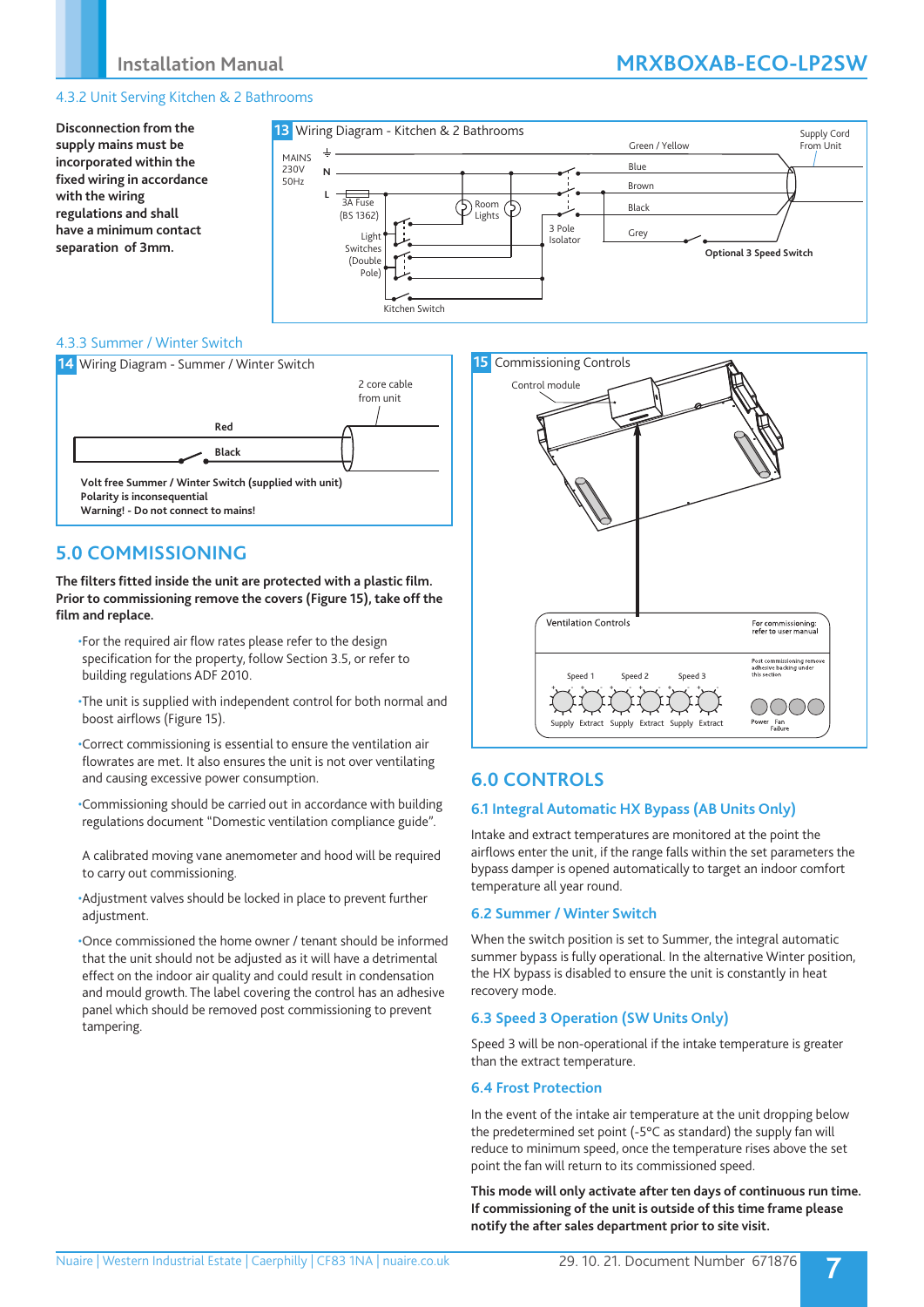### 4.3.2 Unit Serving Kitchen & 2 Bathrooms

**Disconnection from the supply mains must be incorporated within the fixed wiring in accordance with the wiring regulations and shall have a minimum contact separation of 3mm.**

**13** Wiring Diagram - Kitchen & 2 Bathrooms

MAINS 230V 50Hz, N, L, 3A Fuse (BS 1362), Room Lights, Light Switches (Double Pole), Kitchen Switch, 3 Pole Isolator, Green / Yellow, Blue, Brown, Black, Grey, Supply Cord From Unit, **Optional 3 Speed Switch**

### 4.3.3 Summer / Winter Switch

**14** Wiring Diagram - Summer / Winter Switch

2 core cable from unit

**Red**

**Black**

**Volt free Summer / Winter Switch (supplied with unit)**
**Polarity is inconsequential**
**Warning! - Do not connect to mains!**

## 5.0 COMMISSIONING

**The filters fitted inside the unit are protected with a plastic film. Prior to commissioning remove the covers (Figure 15), take off the film and replace.**

- For the required air flow rates please refer to the design specification for the property, follow Section 3.5, or refer to building regulations ADF 2010.
- The unit is supplied with independent control for both normal and boost airflows (Figure 15).
- Correct commissioning is essential to ensure the ventilation air flowrates are met. It also ensures the unit is not over ventilating and causing excessive power consumption.
- Commissioning should be carried out in accordance with building regulations document "Domestic ventilation compliance guide".

  A calibrated moving vane anemometer and hood will be required to carry out commissioning.
- Adjustment valves should be locked in place to prevent further adjustment.
- Once commissioned the home owner / tenant should be informed that the unit should not be adjusted as it will have a detrimental effect on the indoor air quality and could result in condensation and mould growth. The label covering the control has an adhesive panel which should be removed post commissioning to prevent tampering.

**15** Commissioning Controls

Control module

Ventilation Controls — For commissioning: refer to user manual

Post commissioning remove adhesive backing under this section

Speed 1, Speed 2, Speed 3 — Supply, Extract, Supply, Extract, Supply, Extract — Power, Fan Failure

## 6.0 CONTROLS

### 6.1 Integral Automatic HX Bypass (AB Units Only)

Intake and extract temperatures are monitored at the point the airflows enter the unit, if the range falls within the set parameters the bypass damper is opened automatically to target an indoor comfort temperature all year round.

### 6.2 Summer / Winter Switch

When the switch position is set to Summer, the integral automatic summer bypass is fully operational. In the alternative Winter position, the HX bypass is disabled to ensure the unit is constantly in heat recovery mode.

### 6.3 Speed 3 Operation (SW Units Only)

Speed 3 will be non-operational if the intake temperature is greater than the extract temperature.

### 6.4 Frost Protection

In the event of the intake air temperature at the unit dropping below the predetermined set point (-5°C as standard) the supply fan will reduce to minimum speed, once the temperature rises above the set point the fan will return to its commissioned speed.

**This mode will only activate after ten days of continuous run time. If commissioning of the unit is outside of this time frame please notify the after sales department prior to site visit.**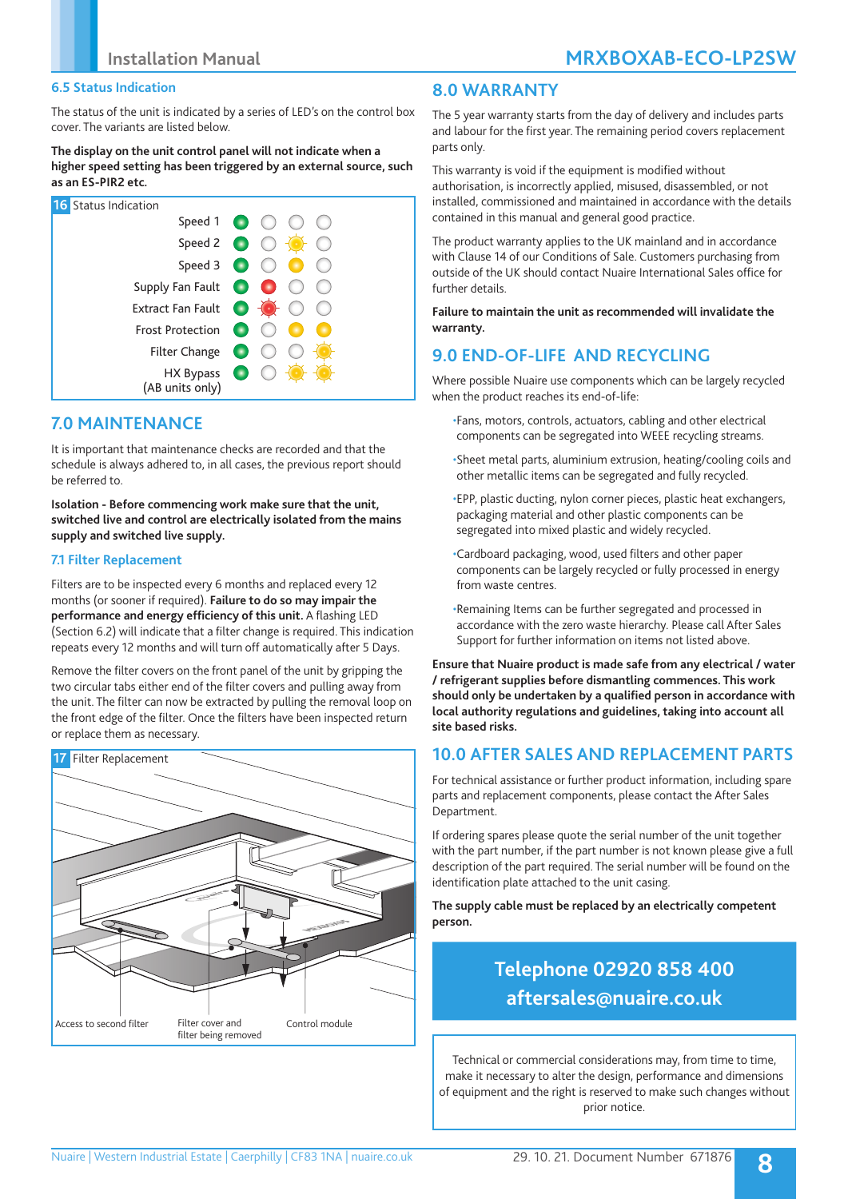## 6.5 Status Indication

The status of the unit is indicated by a series of LED's on the control box cover. The variants are listed below.

**The display on the unit control panel will not indicate when a higher speed setting has been triggered by an external source, such as an ES-PIR2 etc.**

16 Status Indication

Speed 1
Speed 2
Speed 3
Supply Fan Fault
Extract Fan Fault
Frost Protection
Filter Change
HX Bypass (AB units only)

## 7.0 MAINTENANCE

It is important that maintenance checks are recorded and that the schedule is always adhered to, in all cases, the previous report should be referred to.

**Isolation - Before commencing work make sure that the unit, switched live and control are electrically isolated from the mains supply and switched live supply.**

### 7.1 Filter Replacement

Filters are to be inspected every 6 months and replaced every 12 months (or sooner if required). **Failure to do so may impair the performance and energy efficiency of this unit.** A flashing LED (Section 6.2) will indicate that a filter change is required. This indication repeats every 12 months and will turn off automatically after 5 Days.

Remove the filter covers on the front panel of the unit by gripping the two circular tabs either end of the filter covers and pulling away from the unit. The filter can now be extracted by pulling the removal loop on the front edge of the filter. Once the filters have been inspected return or replace them as necessary.

17 Filter Replacement

Access to second filter
Filter cover and filter being removed
Control module

## 8.0 WARRANTY

The 5 year warranty starts from the day of delivery and includes parts and labour for the first year. The remaining period covers replacement parts only.

This warranty is void if the equipment is modified without authorisation, is incorrectly applied, misused, disassembled, or not installed, commissioned and maintained in accordance with the details contained in this manual and general good practice.

The product warranty applies to the UK mainland and in accordance with Clause 14 of our Conditions of Sale. Customers purchasing from outside of the UK should contact Nuaire International Sales office for further details.

**Failure to maintain the unit as recommended will invalidate the warranty.**

## 9.0 END-OF-LIFE AND RECYCLING

Where possible Nuaire use components which can be largely recycled when the product reaches its end-of-life:

- Fans, motors, controls, actuators, cabling and other electrical components can be segregated into WEEE recycling streams.
- Sheet metal parts, aluminium extrusion, heating/cooling coils and other metallic items can be segregated and fully recycled.
- EPP, plastic ducting, nylon corner pieces, plastic heat exchangers, packaging material and other plastic components can be segregated into mixed plastic and widely recycled.
- Cardboard packaging, wood, used filters and other paper components can be largely recycled or fully processed in energy from waste centres.
- Remaining Items can be further segregated and processed in accordance with the zero waste hierarchy. Please call After Sales Support for further information on items not listed above.

**Ensure that Nuaire product is made safe from any electrical / water / refrigerant supplies before dismantling commences. This work should only be undertaken by a qualified person in accordance with local authority regulations and guidelines, taking into account all site based risks.**

## 10.0 AFTER SALES AND REPLACEMENT PARTS

For technical assistance or further product information, including spare parts and replacement components, please contact the After Sales Department.

If ordering spares please quote the serial number of the unit together with the part number, if the part number is not known please give a full description of the part required. The serial number will be found on the identification plate attached to the unit casing.

**The supply cable must be replaced by an electrically competent person.**

**Telephone 02920 858 400**
**aftersales@nuaire.co.uk**

Technical or commercial considerations may, from time to time, make it necessary to alter the design, performance and dimensions of equipment and the right is reserved to make such changes without prior notice.

Nuaire | Western Industrial Estate | Caerphilly | CF83 1NA | nuaire.co.uk

29. 10. 21. Document Number 671876